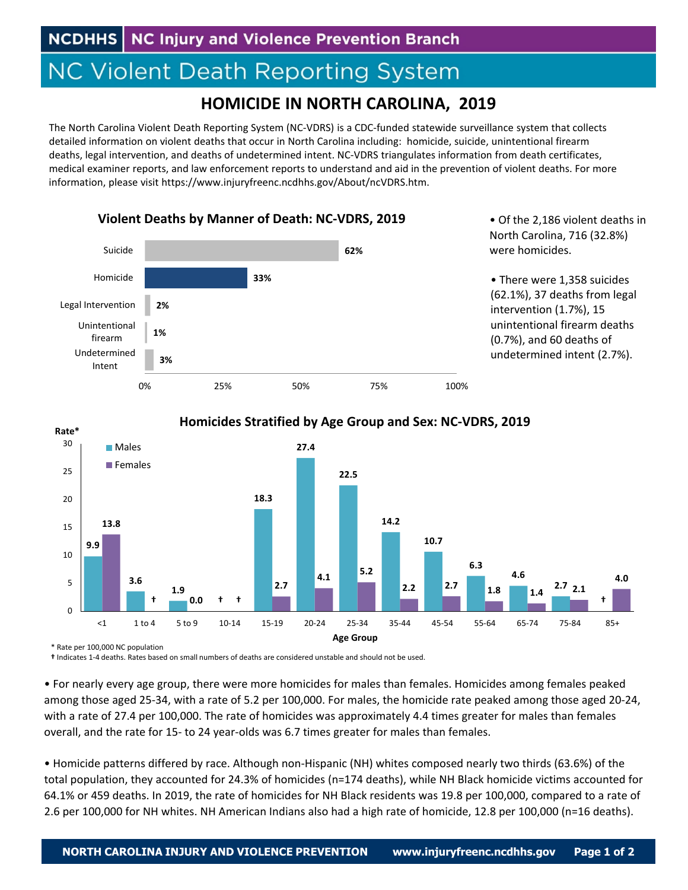NCDHHS | NC Injury and Violence Prevention Branch

# NC Violent Death Reporting System

## HOMICIDE IN NORTH CAROLINA, 2019

The North Carolina Violent Death Reporting System (NC-VDRS) is a CDC-funded statewide surveillance system that collects detailed information on violent deaths that occur in North Carolina including: homicide, suicide, unintentional firearm deaths, legal intervention, and deaths of undetermined intent. NC-VDRS triangulates information from death certificates, medical examiner reports, and law enforcement reports to understand and aid in the prevention of violent deaths. For more information, please visit https://www.injuryfreenc.ncdhhs.gov/About/ncVDRS.htm.

### Violent Deaths by Manner of Death: NC-VDRS, 2019

| Manner of Death | Percent |
|---|---|
| Suicide | 62% |
| Homicide | 33% |
| Legal Intervention | 2% |
| Unintentional firearm | 1% |
| Undetermined Intent | 3% |

- Of the 2,186 violent deaths in North Carolina, 716 (32.8%) were homicides.
- There were 1,358 suicides (62.1%), 37 deaths from legal intervention (1.7%), 15 unintentional firearm deaths (0.7%), and 60 deaths of undetermined intent (2.7%).

### Homicides Stratified by Age Group and Sex: NC-VDRS, 2019

| Age Group | Males (Rate*) | Females (Rate*) |
|---|---|---|
| <1 | 9.9 | 13.8 |
| 1 to 4 | 3.6 | † |
| 5 to 9 | 1.9 | 0.0 |
| 10-14 | † | † |
| 15-19 | 18.3 | 2.7 |
| 20-24 | 27.4 | 4.1 |
| 25-34 | 22.5 | 5.2 |
| 35-44 | 14.2 | 2.2 |
| 45-54 | 10.7 | 2.7 |
| 55-64 | 6.3 | 1.8 |
| 65-74 | 4.6 | 1.4 |
| 75-84 | 2.7 | 2.1 |
| 85+ | † | 4.0 |

\* Rate per 100,000 NC population

† Indicates 1-4 deaths. Rates based on small numbers of deaths are considered unstable and should not be used.

- For nearly every age group, there were more homicides for males than females. Homicides among females peaked among those aged 25-34, with a rate of 5.2 per 100,000. For males, the homicide rate peaked among those aged 20-24, with a rate of 27.4 per 100,000. The rate of homicides was approximately 4.4 times greater for males than females overall, and the rate for 15- to 24 year-olds was 6.7 times greater for males than females.

- Homicide patterns differed by race. Although non-Hispanic (NH) whites composed nearly two thirds (63.6%) of the total population, they accounted for 24.3% of homicides (n=174 deaths), while NH Black homicide victims accounted for 64.1% or 459 deaths. In 2019, the rate of homicides for NH Black residents was 19.8 per 100,000, compared to a rate of 2.6 per 100,000 for NH whites. NH American Indians also had a high rate of homicide, 12.8 per 100,000 (n=16 deaths).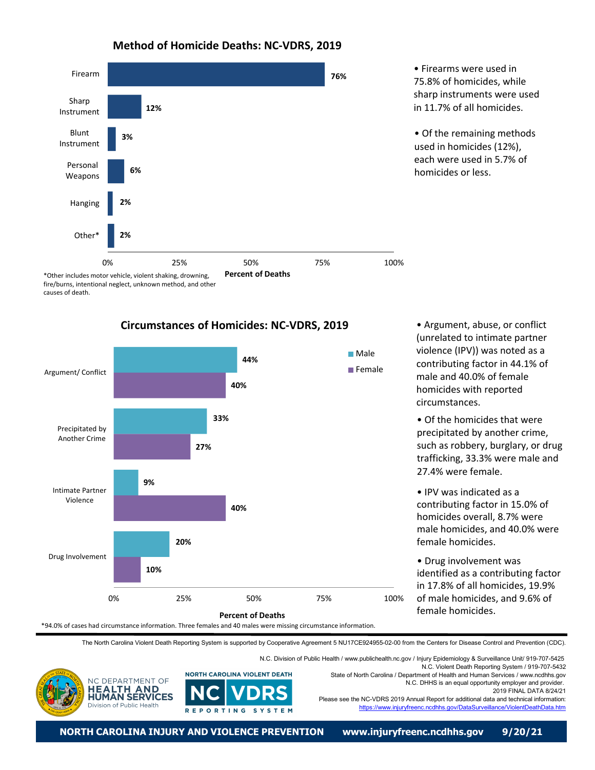## Method of Homicide Deaths: NC-VDRS, 2019

Firearm
76%
Sharp Instrument
12%
Blunt Instrument
3%
Personal Weapons
6%
Hanging
2%
Other*
2%

0%
25%
50%
75%
100%
Percent of Deaths

*Other includes motor vehicle, violent shaking, drowning, fire/burns, intentional neglect, unknown method, and other causes of death.

- Firearms were used in 75.8% of homicides, while sharp instruments were used in 11.7% of all homicides.
- Of the remaining methods used in homicides (12%), each were used in 5.7% of homicides or less.

## Circumstances of Homicides: NC-VDRS, 2019

Male
Female

Argument/ Conflict
44%
40%
Precipitated by Another Crime
33%
27%
Intimate Partner Violence
9%
40%
Drug Involvement
20%
10%

0%
25%
50%
75%
100%
Percent of Deaths

*94.0% of cases had circumstance information. Three females and 40 males were missing circumstance information.

- Argument, abuse, or conflict (unrelated to intimate partner violence (IPV)) was noted as a contributing factor in 44.1% of male and 40.0% of female homicides with reported circumstances.
- Of the homicides that were precipitated by another crime, such as robbery, burglary, or drug trafficking, 33.3% were male and 27.4% were female.
- IPV was indicated as a contributing factor in 15.0% of homicides overall, 8.7% were male homicides, and 40.0% were female homicides.
- Drug involvement was identified as a contributing factor in 17.8% of all homicides, 19.9% of male homicides, and 9.6% of female homicides.

The North Carolina Violent Death Reporting System is supported by Cooperative Agreement 5 NU17CE924955-02-00 from the Centers for Disease Control and Prevention (CDC).

NC DEPARTMENT OF HEALTH AND HUMAN SERVICES
Division of Public Health

NORTH CAROLINA VIOLENT DEATH
NC VDRS
REPORTING SYSTEM

N.C. Division of Public Health / www.publichealth.nc.gov / Injury Epidemiology & Surveillance Unit/ 919-707-5425
N.C. Violent Death Reporting System / 919-707-5432
State of North Carolina / Department of Health and Human Services / www.ncdhhs.gov
N.C. DHHS is an equal opportunity employer and provider.
2019 FINAL DATA 8/24/21
Please see the NC-VDRS 2019 Annual Report for additional data and technical information:
https://www.injuryfreenc.ncdhhs.gov/DataSurveillance/ViolentDeathData.htm

NORTH CAROLINA INJURY AND VIOLENCE PREVENTION www.injuryfreenc.ncdhhs.gov 9/20/21